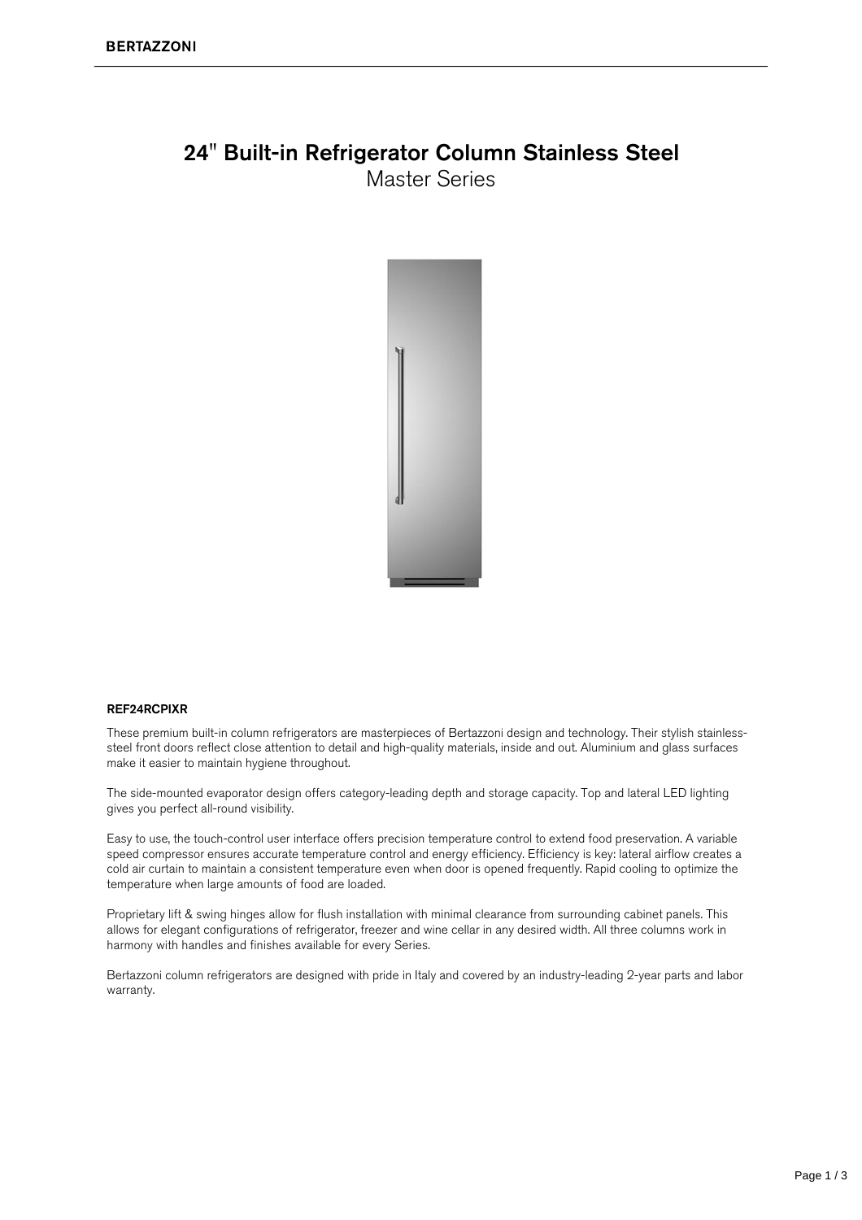# 24" Built-in Refrigerator Column Stainless Steel

## Master Series

**REF24RCPIXR**

These premium built-in column refrigerators are masterpieces of Bertazzoni design and technology. Their stylish stainless-steel front doors reflect close attention to detail and high-quality materials, inside and out. Aluminium and glass surfaces make it easier to maintain hygiene throughout.

The side-mounted evaporator design offers category-leading depth and storage capacity. Top and lateral LED lighting gives you perfect all-round visibility.

Easy to use, the touch-control user interface offers precision temperature control to extend food preservation. A variable speed compressor ensures accurate temperature control and energy efficiency. Efficiency is key: lateral airflow creates a cold air curtain to maintain a consistent temperature even when door is opened frequently. Rapid cooling to optimize the temperature when large amounts of food are loaded.

Proprietary lift & swing hinges allow for flush installation with minimal clearance from surrounding cabinet panels. This allows for elegant configurations of refrigerator, freezer and wine cellar in any desired width. All three columns work in harmony with handles and finishes available for every Series.

Bertazzoni column refrigerators are designed with pride in Italy and covered by an industry-leading 2-year parts and labor warranty.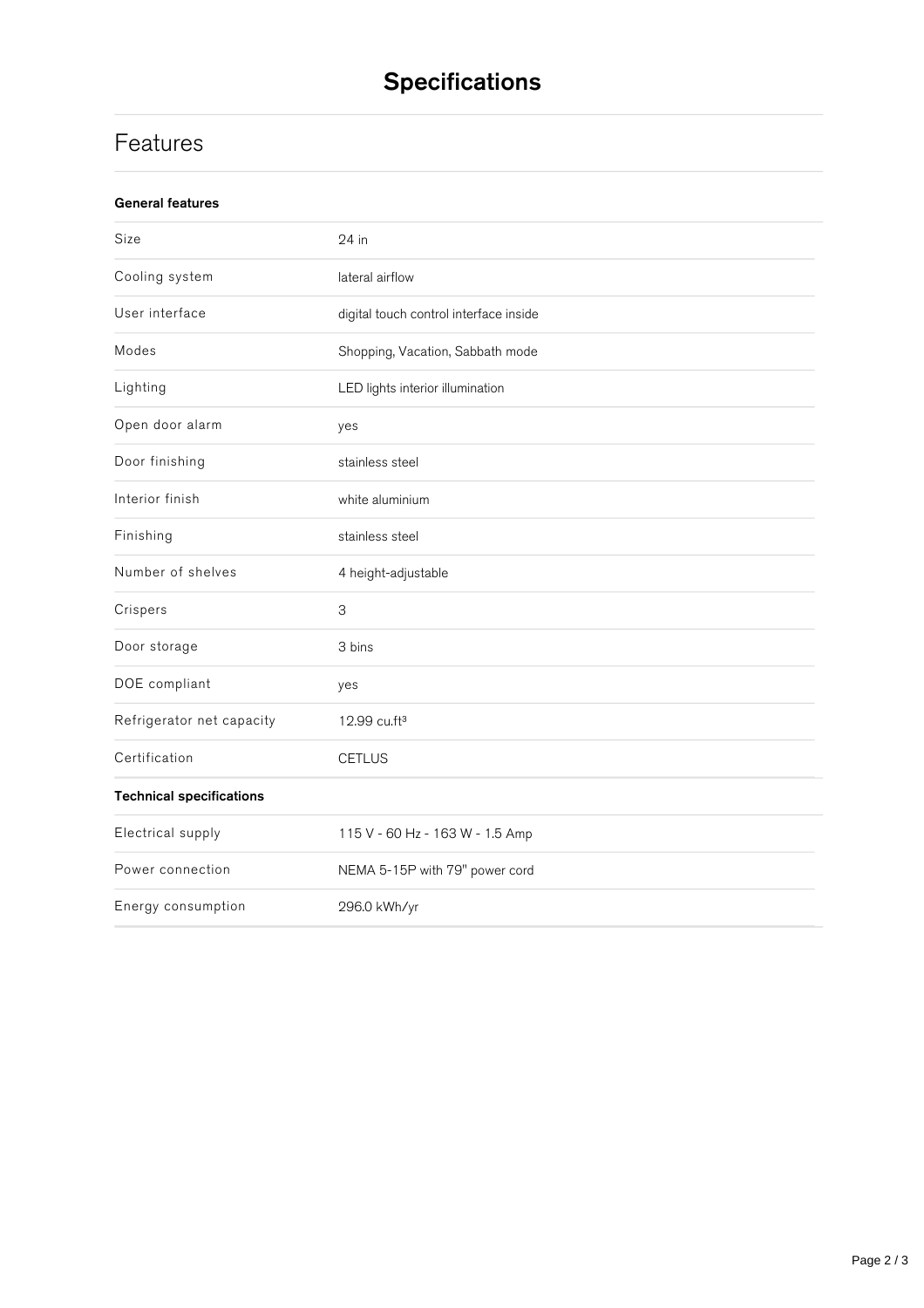# Specifications

## Features

**General features**

| | |
|---|---|
| Size | 24 in |
| Cooling system | lateral airflow |
| User interface | digital touch control interface inside |
| Modes | Shopping, Vacation, Sabbath mode |
| Lighting | LED lights interior illumination |
| Open door alarm | yes |
| Door finishing | stainless steel |
| Interior finish | white aluminium |
| Finishing | stainless steel |
| Number of shelves | 4 height-adjustable |
| Crispers | 3 |
| Door storage | 3 bins |
| DOE compliant | yes |
| Refrigerator net capacity | 12.99 cu.ft³ |
| Certification | CETLUS |

**Technical specifications**

| | |
|---|---|
| Electrical supply | 115 V - 60 Hz - 163 W - 1.5 Amp |
| Power connection | NEMA 5-15P with 79" power cord |
| Energy consumption | 296.0 kWh/yr |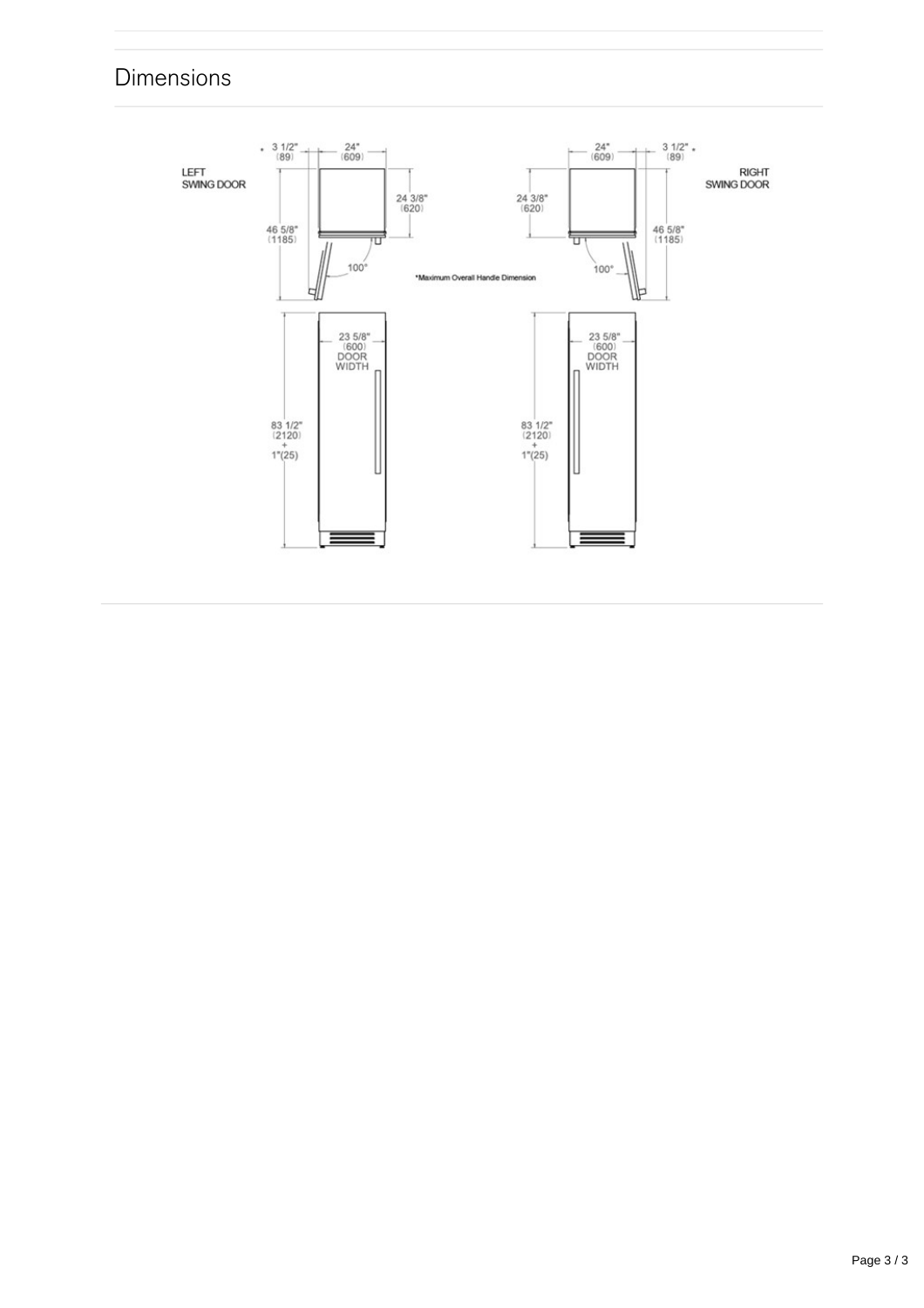## Dimensions

LEFT
SWING DOOR

RIGHT
SWING DOOR

3 1/2"*
(89)

24"
(609)

24 3/8"
(620)

46 5/8"
(1185)

100°

*Maximum Overall Handle Dimension

23 5/8"
(600)
DOOR
WIDTH

83 1/2"
(2120)
+
1"(25)